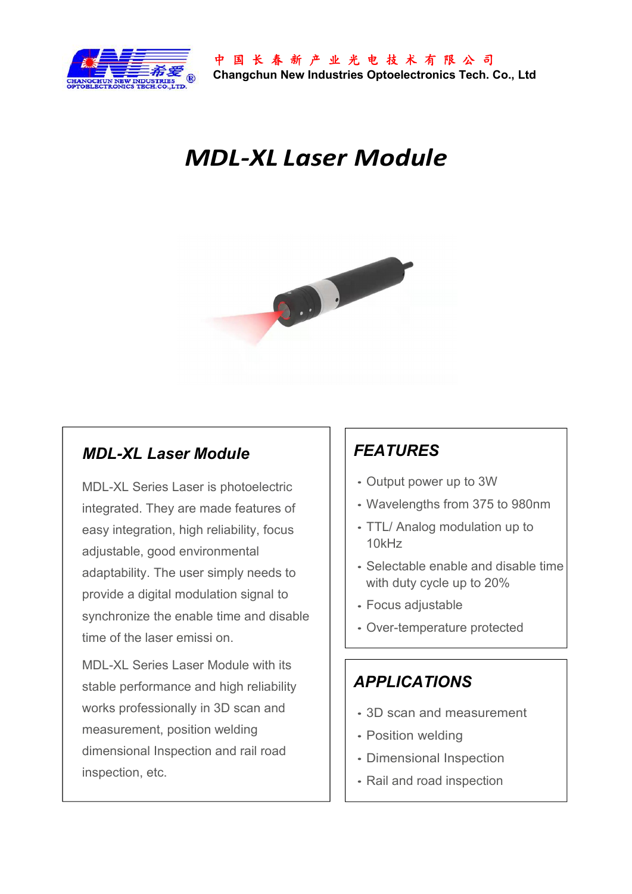中国长春新产业光电技术有限公司
Changchun New Industries Optoelectronics Tech. Co., Ltd

# MDL-XL Laser Module

## MDL-XL Laser Module

MDL-XL Series Laser is photoelectric integrated. They are made features of easy integration, high reliability, focus adjustable, good environmental adaptability. The user simply needs to provide a digital modulation signal to synchronize the enable time and disable time of the laser emissi on.

MDL-XL Series Laser Module with its stable performance and high reliability works professionally in 3D scan and measurement, position welding dimensional Inspection and rail road inspection, etc.

## FEATURES

- Output power up to 3W
- Wavelengths from 375 to 980nm
- TTL/ Analog modulation up to 10kHz
- Selectable enable and disable time with duty cycle up to 20%
- Focus adjustable
- Over-temperature protected

## APPLICATIONS

- 3D scan and measurement
- Position welding
- Dimensional Inspection
- Rail and road inspection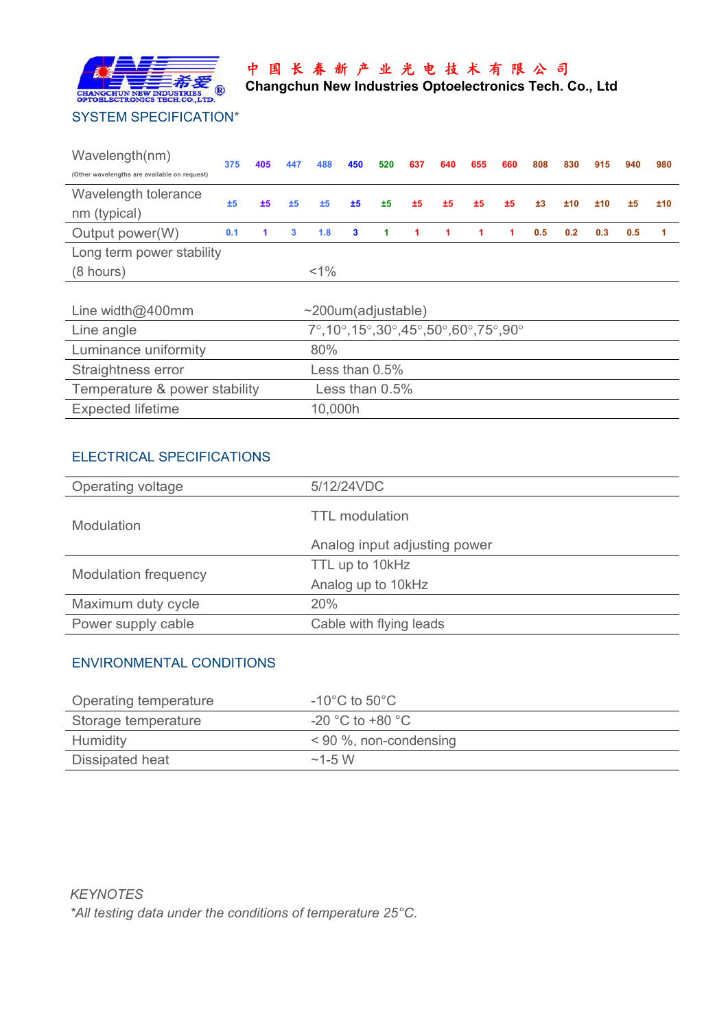中国长春新产业光电技术有限公司
**Changchun New Industries Optoelectronics Tech. Co., Ltd**

## SYSTEM SPECIFICATION*

| Wavelength(nm) (Other wavelengths are available on request) | 375 | 405 | 447 | 488 | 450 | 520 | 637 | 640 | 655 | 660 | 808 | 830 | 915 | 940 | 980 |
|---|---|---|---|---|---|---|---|---|---|---|---|---|---|---|---|
| Wavelength tolerance nm (typical) | ±5 | ±5 | ±5 | ±5 | ±5 | ±5 | ±5 | ±5 | ±5 | ±5 | ±3 | ±10 | ±10 | ±5 | ±10 |
| Output power(W) | 0.1 | 1 | 3 | 1.8 | 3 | 1 | 1 | 1 | 1 | 1 | 0.5 | 0.2 | 0.3 | 0.5 | 1 |
| Long term power stability (8 hours) | <1% | | | | | | | | | | | | | | |

| | |
|---|---|
| Line width@400mm | ~200um(adjustable) |
| Line angle | 7°,10°,15°,30°,45°,50°,60°,75°,90° |
| Luminance uniformity | 80% |
| Straightness error | Less than 0.5% |
| Temperature & power stability | Less than 0.5% |
| Expected lifetime | 10,000h |

## ELECTRICAL SPECIFICATIONS

| | |
|---|---|
| Operating voltage | 5/12/24VDC |
| Modulation | TTL modulation<br>Analog input adjusting power |
| Modulation frequency | TTL up to 10kHz<br>Analog up to 10kHz |
| Maximum duty cycle | 20% |
| Power supply cable | Cable with flying leads |

## ENVIRONMENTAL CONDITIONS

| | |
|---|---|
| Operating temperature | -10°C to 50°C |
| Storage temperature | -20 °C to +80 °C |
| Humidity | < 90 %, non-condensing |
| Dissipated heat | ~1-5 W |

*KEYNOTES*
**All testing data under the conditions of temperature 25°C.*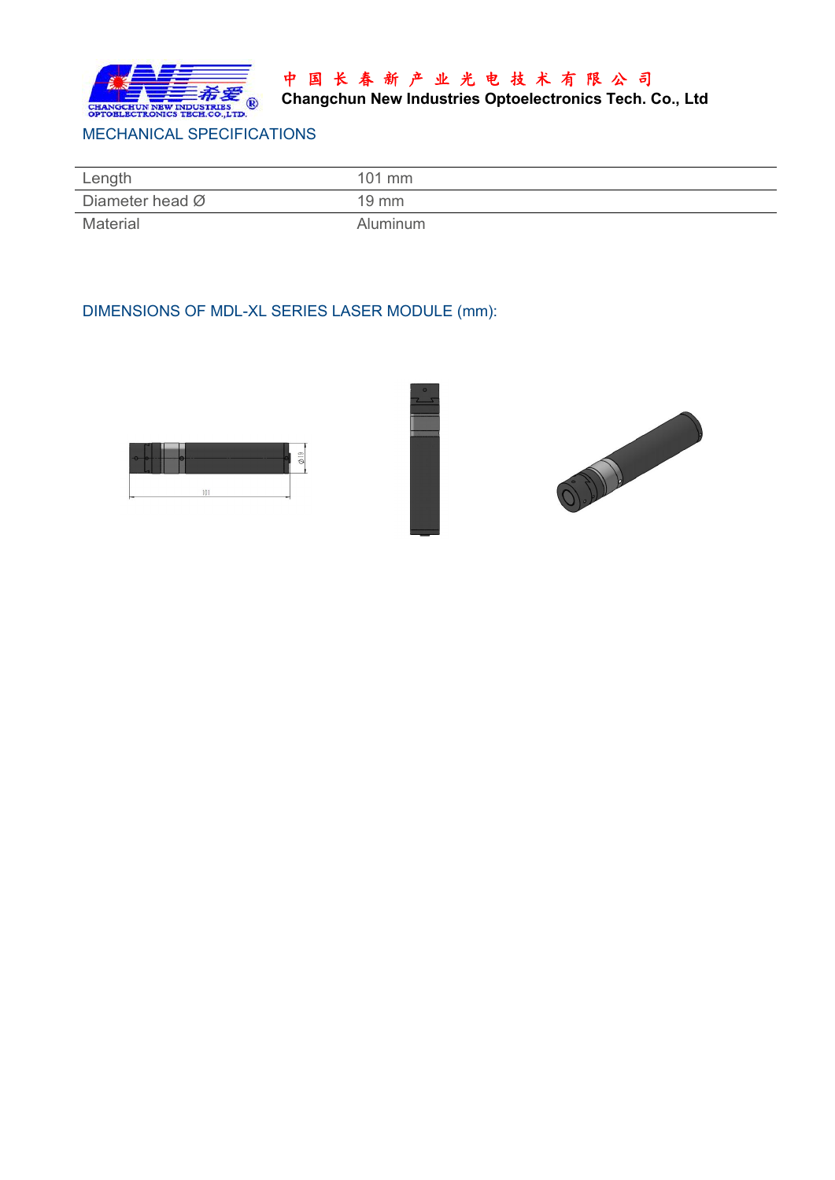## MECHANICAL SPECIFICATIONS

| | |
|---|---|
| Length | 101 mm |
| Diameter head Ø | 19 mm |
| Material | Aluminum |

## DIMENSIONS OF MDL-XL SERIES LASER MODULE (mm):

Ø19

101